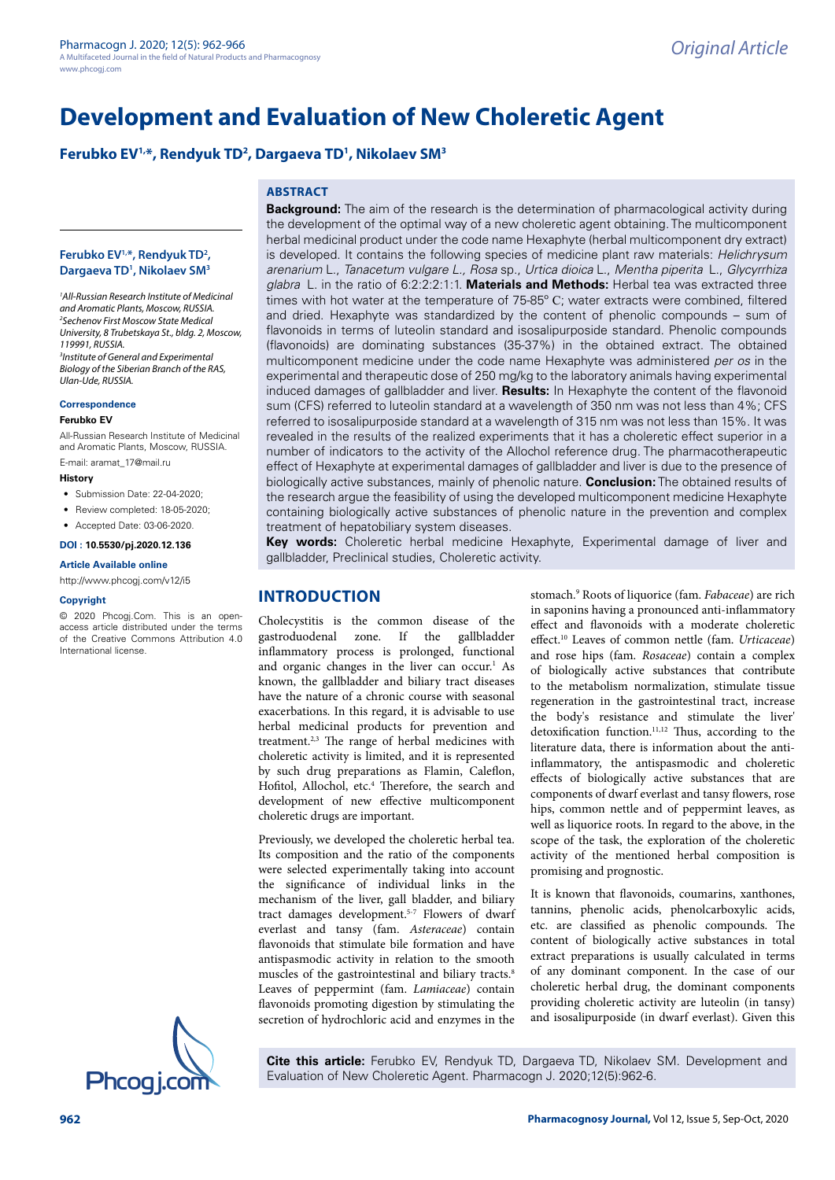Original Article

# Development and Evaluation of New Choleretic Agent

**Ferubko EV[1,*], Rendyuk TD[2], Dargaeva TD[1], Nikolaev SM[3]**

## ABSTRACT

**Background:** The aim of the research is the determination of pharmacological activity during the development of the optimal way of a new choleretic agent obtaining. The multicomponent herbal medicinal product under the code name Hexaphyte (herbal multicomponent dry extract) is developed. It contains the following species of medicine plant raw materials: *Helichrysum arenarium* L., *Tanacetum vulgare L., Rosa* sp., *Urtica dioica* L., *Mentha piperita* L., *Glycyrrhiza glabra* L. in the ratio of 6:2:2:2:1:1. **Materials and Methods:** Herbal tea was extracted three times with hot water at the temperature of 75-85° C; water extracts were combined, filtered and dried. Hexaphyte was standardized by the content of phenolic compounds – sum of flavonoids in terms of luteolin standard and isosalipurposide standard. Phenolic compounds (flavonoids) are dominating substances (35-37%) in the obtained extract. The obtained multicomponent medicine under the code name Hexaphyte was administered *per os* in the experimental and therapeutic dose of 250 mg/kg to the laboratory animals having experimental induced damages of gallbladder and liver. **Results:** In Hexaphyte the content of the flavonoid sum (CFS) referred to luteolin standard at a wavelength of 350 nm was not less than 4%; CFS referred to isosalipurposide standard at a wavelength of 315 nm was not less than 15%. It was revealed in the results of the realized experiments that it has a choleretic effect superior in a number of indicators to the activity of the Allochol reference drug. The pharmacotherapeutic effect of Hexaphyte at experimental damages of gallbladder and liver is due to the presence of biologically active substances, mainly of phenolic nature. **Conclusion:** The obtained results of the research argue the feasibility of using the developed multicomponent medicine Hexaphyte containing biologically active substances of phenolic nature in the prevention and complex treatment of hepatobiliary system diseases.

**Key words:** Choleretic herbal medicine Hexaphyte, Experimental damage of liver and gallbladder, Preclinical studies, Choleretic activity.

**Ferubko EV[1,*], Rendyuk TD[2], Dargaeva TD[1], Nikolaev SM[3]**

*[1]All-Russian Research Institute of Medicinal and Aromatic Plants, Moscow, RUSSIA.*
*[2]Sechenov First Moscow State Medical University, 8 Trubetskaya St., bldg. 2, Moscow, 119991, RUSSIA.*
*[3]Institute of General and Experimental Biology of the Siberian Branch of the RAS, Ulan-Ude, RUSSIA.*

**Correspondence**

**Ferubko EV**

All-Russian Research Institute of Medicinal and Aromatic Plants, Moscow, RUSSIA.

E-mail: aramat_17@mail.ru

**History**

- Submission Date: 22-04-2020;
- Review completed: 18-05-2020;
- Accepted Date: 03-06-2020.

**DOI : 10.5530/pj.2020.12.136**

**Article Available online**

http://www.phcogj.com/v12/i5

**Copyright**

© 2020 Phcogj.Com. This is an open-access article distributed under the terms of the Creative Commons Attribution 4.0 International license.

## INTRODUCTION

Cholecystitis is the common disease of the gastroduodenal zone. If the gallbladder inflammatory process is prolonged, functional and organic changes in the liver can occur.[1] As known, the gallbladder and biliary tract diseases have the nature of a chronic course with seasonal exacerbations. In this regard, it is advisable to use herbal medicinal products for prevention and treatment.[2,3] The range of herbal medicines with choleretic activity is limited, and it is represented by such drug preparations as Flamin, Caleflon, Hofitol, Allochol, etc.[4] Therefore, the search and development of new effective multicomponent choleretic drugs are important.

Previously, we developed the choleretic herbal tea. Its composition and the ratio of the components were selected experimentally taking into account the significance of individual links in the mechanism of the liver, gall bladder, and biliary tract damages development.[5-7] Flowers of dwarf everlast and tansy (fam. *Asteraceae*) contain flavonoids that stimulate bile formation and have antispasmodic activity in relation to the smooth muscles of the gastrointestinal and biliary tracts.[8] Leaves of peppermint (fam. *Lamiaceae*) contain flavonoids promoting digestion by stimulating the secretion of hydrochloric acid and enzymes in the stomach.[9] Roots of liquorice (fam. *Fabaceae*) are rich in saponins having a pronounced anti-inflammatory effect and flavonoids with a moderate choleretic effect.[10] Leaves of common nettle (fam. *Urticaceae*) and rose hips (fam. *Rosaceae*) contain a complex of biologically active substances that contribute to the metabolism normalization, stimulate tissue regeneration in the gastrointestinal tract, increase the body's resistance and stimulate the liver' detoxification function.[11,12] Thus, according to the literature data, there is information about the anti-inflammatory, the antispasmodic and choleretic effects of biologically active substances that are components of dwarf everlast and tansy flowers, rose hips, common nettle and of peppermint leaves, as well as liquorice roots. In regard to the above, in the scope of the task, the exploration of the choleretic activity of the mentioned herbal composition is promising and prognostic.

It is known that flavonoids, coumarins, xanthones, tannins, phenolic acids, phenolcarboxylic acids, etc. are classified as phenolic compounds. The content of biologically active substances in total extract preparations is usually calculated in terms of any dominant component. In the case of our choleretic herbal drug, the dominant components providing choleretic activity are luteolin (in tansy) and isosalipurposide (in dwarf everlast). Given this

**Cite this article:** Ferubko EV, Rendyuk TD, Dargaeva TD, Nikolaev SM. Development and Evaluation of New Choleretic Agent. Pharmacogn J. 2020;12(5):962-6.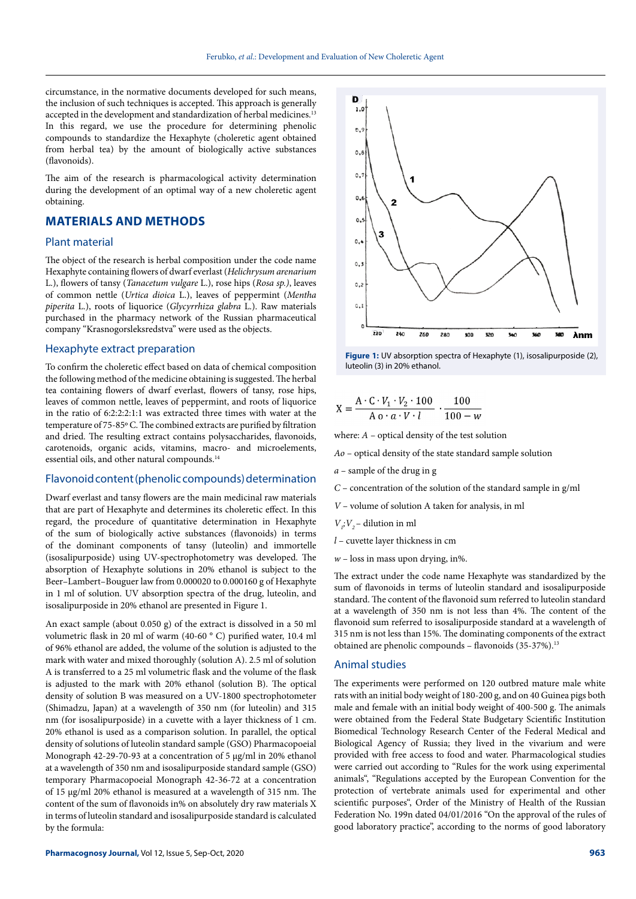circumstance, in the normative documents developed for such means, the inclusion of such techniques is accepted. This approach is generally accepted in the development and standardization of herbal medicines.[13] In this regard, we use the procedure for determining phenolic compounds to standardize the Hexaphyte (choleretic agent obtained from herbal tea) by the amount of biologically active substances (flavonoids).

The aim of the research is pharmacological activity determination during the development of an optimal way of a new choleretic agent obtaining.

## MATERIALS AND METHODS

### Plant material

The object of the research is herbal composition under the code name Hexaphyte containing flowers of dwarf everlast (*Helichrysum arenarium* L.), flowers of tansy (*Tanacetum vulgare* L.), rose hips (*Rosa sp.)*, leaves of common nettle (*Urtica dioica* L.), leaves of peppermint (*Mentha piperita* L.), roots of liquorice (*Glycyrrhiza glabra* L.). Raw materials purchased in the pharmacy network of the Russian pharmaceutical company "Krasnogorsleksredstva" were used as the objects.

### Hexaphyte extract preparation

To confirm the choleretic effect based on data of chemical composition the following method of the medicine obtaining is suggested. The herbal tea containing flowers of dwarf everlast, flowers of tansy, rose hips, leaves of common nettle, leaves of peppermint, and roots of liquorice in the ratio of 6:2:2:2:1:1 was extracted three times with water at the temperature of 75-85º C. The combined extracts are purified by filtration and dried. The resulting extract contains polysaccharides, flavonoids, carotenoids, organic acids, vitamins, macro- and microelements, essential oils, and other natural compounds.[14]

### Flavonoid content (phenolic compounds) determination

Dwarf everlast and tansy flowers are the main medicinal raw materials that are part of Hexaphyte and determines its choleretic effect. In this regard, the procedure of quantitative determination in Hexaphyte of the sum of biologically active substances (flavonoids) in terms of the dominant components of tansy (luteolin) and immortelle (isosalipurposide) using UV-spectrophotometry was developed. The absorption of Hexaphyte solutions in 20% ethanol is subject to the Beer–Lambert–Bouguer law from 0.000020 to 0.000160 g of Hexaphyte in 1 ml of solution. UV absorption spectra of the drug, luteolin, and isosalipurposide in 20% ethanol are presented in Figure 1.

An exact sample (about 0.050 g) of the extract is dissolved in a 50 ml volumetric flask in 20 ml of warm (40-60 ° C) purified water, 10.4 ml of 96% ethanol are added, the volume of the solution is adjusted to the mark with water and mixed thoroughly (solution A). 2.5 ml of solution A is transferred to a 25 ml volumetric flask and the volume of the flask is adjusted to the mark with 20% ethanol (solution B). The optical density of solution B was measured on a UV-1800 spectrophotometer (Shimadzu, Japan) at a wavelength of 350 nm (for luteolin) and 315 nm (for isosalipurposide) in a cuvette with a layer thickness of 1 cm. 20% ethanol is used as a comparison solution. In parallel, the optical density of solutions of luteolin standard sample (GSO) Pharmacopoeial Monograph 42-29-70-93 at a concentration of 5 µg/ml in 20% ethanol at a wavelength of 350 nm and isosalipurposide standard sample (GSO) temporary Pharmacopoeial Monograph 42-36-72 at a concentration of 15 µg/ml 20% ethanol is measured at a wavelength of 315 nm. The content of the sum of flavonoids in% on absolutely dry raw materials X in terms of luteolin standard and isosalipurposide standard is calculated by the formula:

Figure 1: UV absorption spectra of Hexaphyte (1), isosalipurposide (2), luteolin (3) in 20% ethanol.

$$X = \frac{A \cdot C \cdot V_1 \cdot V_2 \cdot 100}{A_0 \cdot a \cdot V \cdot l} \cdot \frac{100}{100 - w}$$

where: *A* – optical density of the test solution

*Ao* – optical density of the state standard sample solution

*a* – sample of the drug in g

*C* – concentration of the solution of the standard sample in g/ml

*V* – volume of solution A taken for analysis, in ml

$V_1$;$V_2$ – dilution in ml

*l* – cuvette layer thickness in cm

*w* – loss in mass upon drying, in%.

The extract under the code name Hexaphyte was standardized by the sum of flavonoids in terms of luteolin standard and isosalipurposide standard. The content of the flavonoid sum referred to luteolin standard at a wavelength of 350 nm is not less than 4%. The content of the flavonoid sum referred to isosalipurposide standard at a wavelength of 315 nm is not less than 15%. The dominating components of the extract obtained are phenolic compounds – flavonoids (35-37%).[13]

### Animal studies

The experiments were performed on 120 outbred mature male white rats with an initial body weight of 180-200 g, and on 40 Guinea pigs both male and female with an initial body weight of 400-500 g. The animals were obtained from the Federal State Budgetary Scientific Institution Biomedical Technology Research Center of the Federal Medical and Biological Agency of Russia; they lived in the vivarium and were provided with free access to food and water. Pharmacological studies were carried out according to "Rules for the work using experimental animals", "Regulations accepted by the European Convention for the protection of vertebrate animals used for experimental and other scientific purposes", Order of the Ministry of Health of the Russian Federation No. 199n dated 04/01/2016 "On the approval of the rules of good laboratory practice", according to the norms of good laboratory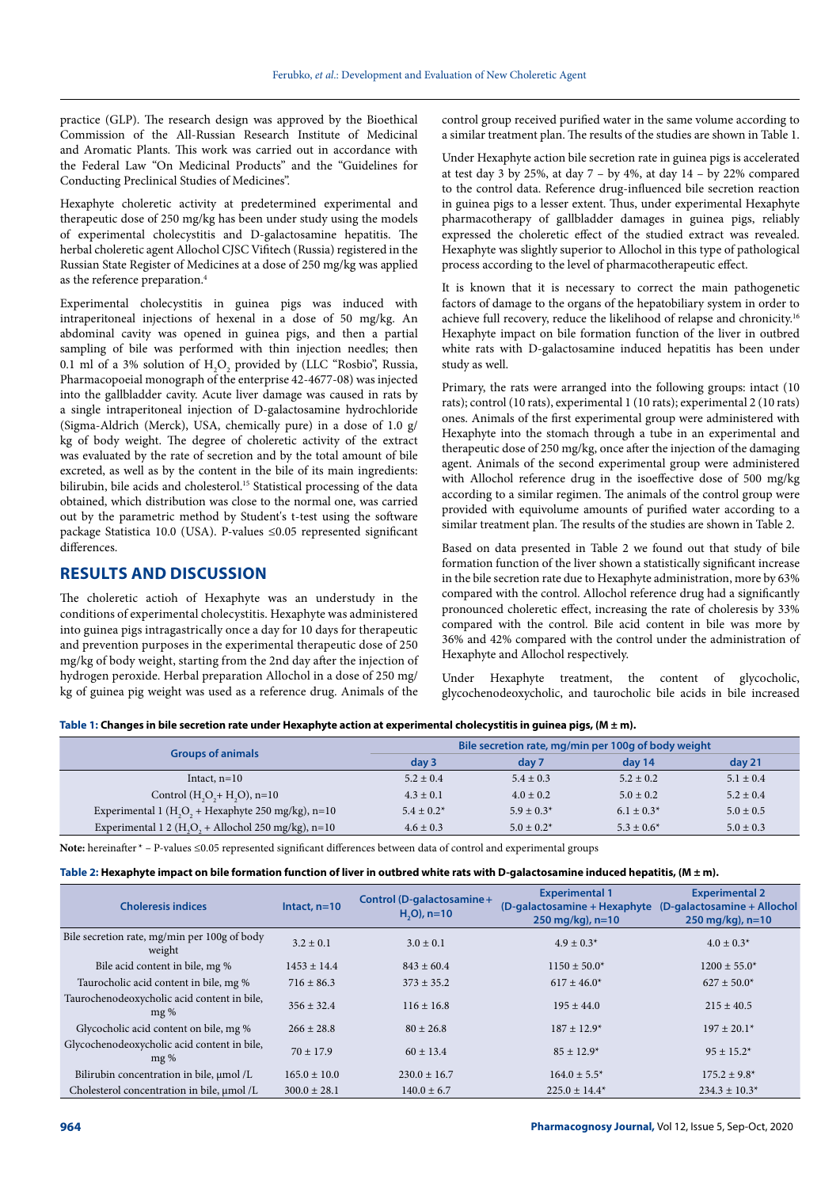practice (GLP). The research design was approved by the Bioethical Commission of the All-Russian Research Institute of Medicinal and Aromatic Plants. This work was carried out in accordance with the Federal Law "On Medicinal Products" and the "Guidelines for Conducting Preclinical Studies of Medicines".

Hexaphyte choleretic activity at predetermined experimental and therapeutic dose of 250 mg/kg has been under study using the models of experimental cholecystitis and D-galactosamine hepatitis. The herbal choleretic agent Allochol CJSC Vifitech (Russia) registered in the Russian State Register of Medicines at a dose of 250 mg/kg was applied as the reference preparation.[4]

Experimental cholecystitis in guinea pigs was induced with intraperitoneal injections of hexenal in a dose of 50 mg/kg. An abdominal cavity was opened in guinea pigs, and then a partial sampling of bile was performed with thin injection needles; then 0.1 ml of a 3% solution of $H_2O_2$ provided by (LLC "Rosbio", Russia, Pharmacopoeial monograph of the enterprise 42-4677-08) was injected into the gallbladder cavity. Acute liver damage was caused in rats by a single intraperitoneal injection of D-galactosamine hydrochloride (Sigma-Aldrich (Merck), USA, chemically pure) in a dose of 1.0 g/kg of body weight. The degree of choleretic activity of the extract was evaluated by the rate of secretion and by the total amount of bile excreted, as well as by the content in the bile of its main ingredients: bilirubin, bile acids and cholesterol.[15] Statistical processing of the data obtained, which distribution was close to the normal one, was carried out by the parametric method by Student's t-test using the software package Statistica 10.0 (USA). P-values ≤0.05 represented significant differences.

## RESULTS AND DISCUSSION

The choleretic actioh of Hexaphyte was an understudy in the conditions of experimental cholecystitis. Hexaphyte was administered into guinea pigs intragastrically once a day for 10 days for therapeutic and prevention purposes in the experimental therapeutic dose of 250 mg/kg of body weight, starting from the 2nd day after the injection of hydrogen peroxide. Herbal preparation Allochol in a dose of 250 mg/kg of guinea pig weight was used as a reference drug. Animals of the control group received purified water in the same volume according to a similar treatment plan. The results of the studies are shown in Table 1.

Under Hexaphyte action bile secretion rate in guinea pigs is accelerated at test day 3 by 25%, at day 7 – by 4%, at day 14 – by 22% compared to the control data. Reference drug-influenced bile secretion reaction in guinea pigs to a lesser extent. Thus, under experimental Hexaphyte pharmacotherapy of gallbladder damages in guinea pigs, reliably expressed the choleretic effect of the studied extract was revealed. Hexaphyte was slightly superior to Allochol in this type of pathological process according to the level of pharmacotherapeutic effect.

It is known that it is necessary to correct the main pathogenetic factors of damage to the organs of the hepatobiliary system in order to achieve full recovery, reduce the likelihood of relapse and chronicity.[16] Hexaphyte impact on bile formation function of the liver in outbred white rats with D-galactosamine induced hepatitis has been under study as well.

Primary, the rats were arranged into the following groups: intact (10 rats); control (10 rats); experimental 1 (10 rats); experimental 2 (10 rats) ones. Animals of the first experimental group were administered with Hexaphyte into the stomach through a tube in an experimental and therapeutic dose of 250 mg/kg, once after the injection of the damaging agent. Animals of the second experimental group were administered with Allochol reference drug in the isoeffective dose of 500 mg/kg according to a similar regimen. The animals of the control group were provided with equivolume amounts of purified water according to a similar treatment plan. The results of the studies are shown in Table 2.

Based on data presented in Table 2 we found out that study of bile formation function of the liver shown a statistically significant increase in the bile secretion rate due to Hexaphyte administration, more by 63% compared with the control. Allochol reference drug had a significantly pronounced choleretic effect, increasing the rate of choleresis by 33% compared with the control. Bile acid content in bile was more by 36% and 42% compared with the control under the administration of Hexaphyte and Allochol respectively.

Under Hexaphyte treatment, the content of glycocholic, glycochenodeoxycholic, and taurocholic bile acids in bile increased

**Table 1:** **Changes in bile secretion rate under Hexaphyte action at experimental cholecystitis in guinea pigs, (M ± m).**

| Groups of animals | Bile secretion rate, mg/min per 100g of body weight | | | |
|---|---|---|---|---|
| | day 3 | day 7 | day 14 | day 21 |
| Intact, n=10 | 5.2 ± 0.4 | 5.4 ± 0.3 | 5.2 ± 0.2 | 5.1 ± 0.4 |
| Control ($H_2O_2$+ $H_2O$), n=10 | 4.3 ± 0.1 | 4.0 ± 0.2 | 5.0 ± 0.2 | 5.2 ± 0.4 |
| Experimental 1 ($H_2O_2$ + Hexaphyte 250 mg/kg), n=10 | 5.4 ± 0.2* | 5.9 ± 0.3* | 6.1 ± 0.3* | 5.0 ± 0.5 |
| Experimental 1 2 ($H_2O_2$ + Allochol 250 mg/kg), n=10 | 4.6 ± 0.3 | 5.0 ± 0.2* | 5.3 ± 0.6* | 5.0 ± 0.3 |

**Note:** hereinafter * – P-values ≤0.05 represented significant differences between data of control and experimental groups

**Table 2:** **Hexaphyte impact on bile formation function of liver in outbred white rats with D-galactosamine induced hepatitis, (M ± m).**

| Choleresis indices | Intact, n=10 | Control (D-galactosamine + $H_2O$), n=10 | Experimental 1 (D-galactosamine + Hexaphyte 250 mg/kg), n=10 | Experimental 2 (D-galactosamine + Allochol 250 mg/kg), n=10 |
|---|---|---|---|---|
| Bile secretion rate, mg/min per 100g of body weight | 3.2 ± 0.1 | 3.0 ± 0.1 | 4.9 ± 0.3* | 4.0 ± 0.3* |
| Bile acid content in bile, mg % | 1453 ± 14.4 | 843 ± 60.4 | 1150 ± 50.0* | 1200 ± 55.0* |
| Taurocholic acid content in bile, mg % | 716 ± 86.3 | 373 ± 35.2 | 617 ± 46.0* | 627 ± 50.0* |
| Taurochenodeoxycholic acid content in bile, mg % | 356 ± 32.4 | 116 ± 16.8 | 195 ± 44.0 | 215 ± 40.5 |
| Glycocholic acid content on bile, mg % | 266 ± 28.8 | 80 ± 26.8 | 187 ± 12.9* | 197 ± 20.1* |
| Glycochenodeoxycholic acid content in bile, mg % | 70 ± 17.9 | 60 ± 13.4 | 85 ± 12.9* | 95 ± 15.2* |
| Bilirubin concentration in bile, µmol /L | 165.0 ± 10.0 | 230.0 ± 16.7 | 164.0 ± 5.5* | 175.2 ± 9.8* |
| Cholesterol concentration in bile, µmol /L | 300.0 ± 28.1 | 140.0 ± 6.7 | 225.0 ± 14.4* | 234.3 ± 10.3* |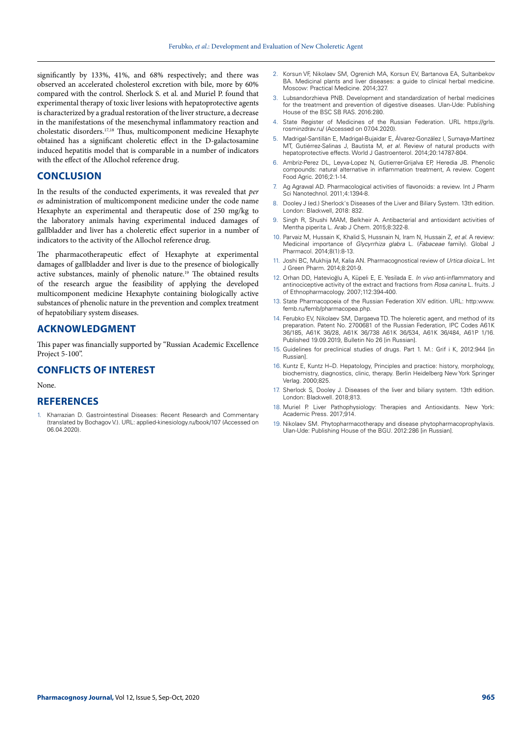significantly by 133%, 41%, and 68% respectively; and there was observed an accelerated cholesterol excretion with bile, more by 60% compared with the control. Sherlock S. et al. and Muriel P. found that experimental therapy of toxic liver lesions with hepatoprotective agents is characterized by a gradual restoration of the liver structure, a decrease in the manifestations of the mesenchymal inflammatory reaction and cholestatic disorders.[17,18] Thus, multicomponent medicine Hexaphyte obtained has a significant choleretic effect in the D-galactosamine induced hepatitis model that is comparable in a number of indicators with the effect of the Allochol reference drug.

## CONCLUSION

In the results of the conducted experiments, it was revealed that *per os* administration of multicomponent medicine under the code name Hexaphyte an experimental and therapeutic dose of 250 mg/kg to the laboratory animals having experimental induced damages of gallbladder and liver has a choleretic effect superior in a number of indicators to the activity of the Allochol reference drug.

The pharmacotherapeutic effect of Hexaphyte at experimental damages of gallbladder and liver is due to the presence of biologically active substances, mainly of phenolic nature.[19] The obtained results of the research argue the feasibility of applying the developed multicomponent medicine Hexaphyte containing biologically active substances of phenolic nature in the prevention and complex treatment of hepatobiliary system diseases.

## ACKNOWLEDGMENT

This paper was financially supported by "Russian Academic Excellence Project 5-100".

## CONFLICTS OF INTEREST

None.

## REFERENCES

1. Kharrazian D. Gastrointestinal Diseases: Recent Research and Commentary (translated by Bochagov V.). URL: applied-kinesiology.ru/book/107 (Accessed on 06.04.2020).
2. Korsun VF, Nikolaev SM, Ogrenich MA, Korsun EV, Bartanova EA, Sultanbekov BA. Medicinal plants and liver diseases: a guide to clinical herbal medicine. Moscow: Practical Medicine. 2014;327.
3. Lubsandorzhieva PNB. Development and standardization of herbal medicines for the treatment and prevention of digestive diseases. Ulan-Ude: Publishing House of the BSC SB RAS. 2016:280.
4. State Register of Medicines of the Russian Federation. URL https://grls.rosminzdrav.ru/ (Accessed on 07.04.2020).
5. Madrigal-Santillán E, Madrigal-Bujaidar E, Álvarez-González I, Sumaya-Martínez MT, Gutiérrez-Salinas J, Bautista M, *et al.* Review of natural products with hepatoprotective effects. World J Gastroenterol. 2014;20:14787-804.
6. Ambriz-Perez DL, Leyva-Lopez N, Gutierrer-Grijalva EP, Heredia JB. Phenolic compounds: natural alternative in inflammation treatment, A review. Cogent Food Agric. 2016;2:1-14.
7. Ag Agrawal AD. Pharmacological activities of flavonoids: a review. Int J Pharm Sci Nanotechnol. 2011;4:1394-8.
8. Dooley J (ed.) Sherlock's Diseases of the Liver and Biliary System. 13th edition. London: Blackwell, 2018: 832.
9. Singh R, Shushi MAM, Belkheir A. Antibacterial and antioxidant activities of Mentha piperita L. Arab J Chem. 2015;8:322-8.
10. Parvaiz M, Hussain K, Khalid S, Hussnain N, Iram N, Hussain Z, *et al.* A review: Medicinal importance of *Glycyrrhiza glabra* L. (*Fabaceae* family). Global J Pharmacol. 2014;8(1):8-13.
11. Joshi BC, Mukhija M, Kalia AN. Pharmacognostical review of *Urtica dioica* L. Int J Green Pharm. 2014;8:201-9.
12. Orhan DD, Hatevioğlu A, Küpeli E, E. Yesilada E. *In vivo* anti-inflammatory and antinociceptive activity of the extract and fractions from *Rosa canina* L. fruits. J of Ethnopharmacology. 2007;112:394-400.
13. State Pharmacopoeia of the Russian Federation XIV edition. URL: http:www.femb.ru/femb/pharmacopea.php.
14. Ferubko EV, Nikolaev SM, Dargaeva TD. The holeretic agent, and method of its preparation. Patent No. 2700681 of the Russian Federation, IPC Codes A61K 36/185, A61K 36/28, A61K 36/738 A61K 36/534, A61K 36/484, A61P 1/16. Published 19.09.2019, Bulletin No 26 [in Russian].
15. Guidelines for preclinical studies of drugs. Part 1. M.: Grif i K, 2012:944 [in Russian].
16. Kuntz E, Kuntz H–D. Hepatology, Principles and practice: history, morphology, biochemistry, diagnostics, clinic, therapy. Berlin Heidelberg New York Springer Verlag. 2000;825.
17. Sherlock S, Dooley J. Diseases of the liver and biliary system. 13th edition. London: Blackwell. 2018;813.
18. Muriel P. Liver Pathophysiology: Therapies and Antioxidants. New York: Academic Press. 2017;914.
19. Nikolaev SM. Phytopharmacotherapy and disease phytopharmacoprophylaxis. Ulan-Ude: Publishing House of the BGU. 2012:286 [in Russian].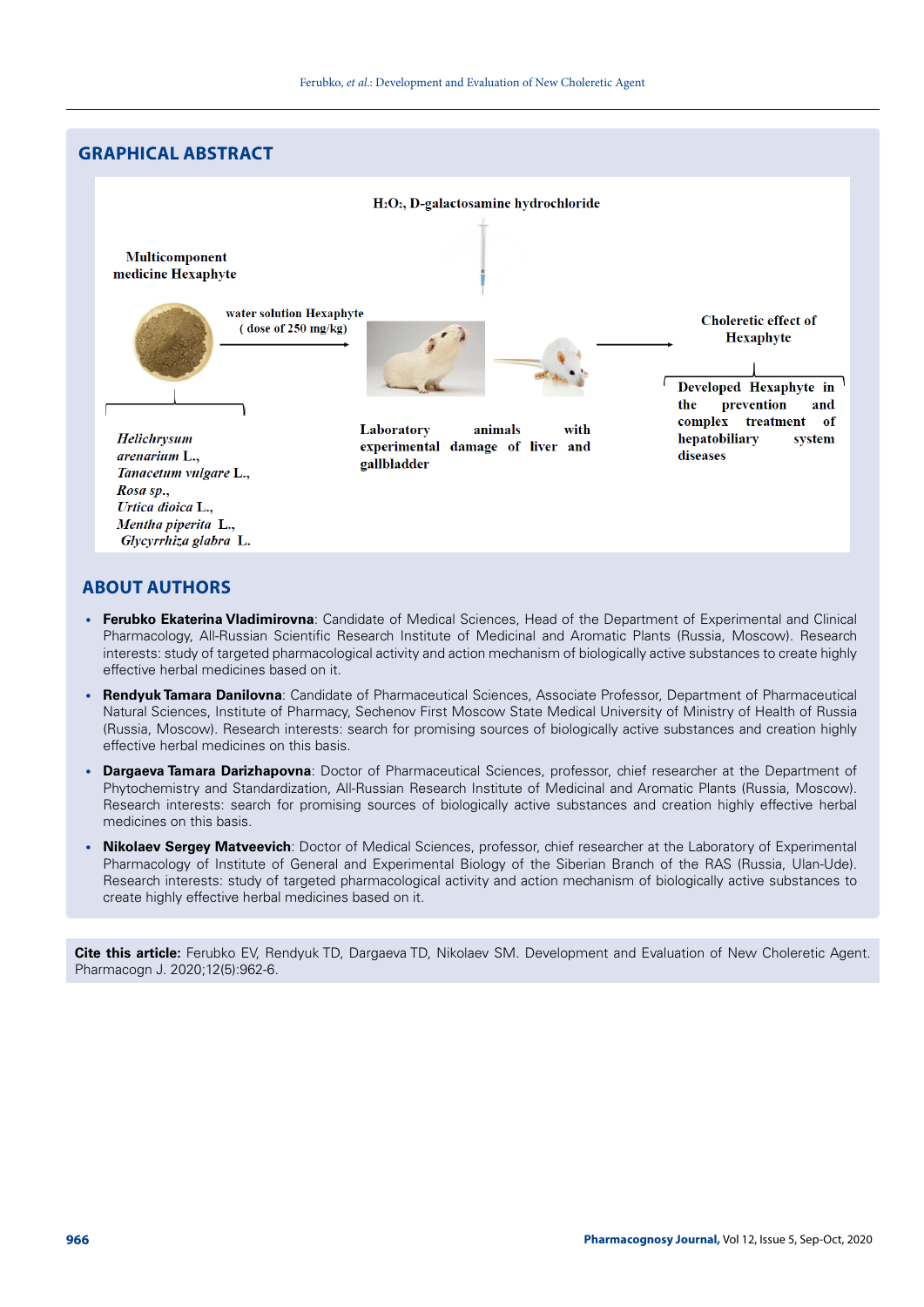## GRAPHICAL ABSTRACT

$H_2O$:, D-galactosamine hydrochloride

Multicomponent medicine Hexaphyte

water solution Hexaphyte ( dose of 250 mg/kg)

Choleretic effect of Hexaphyte

*Helichrysum arenarium* L., *Tanacetum vulgare* L., *Rosa* sp., *Urtica dioica* L., *Mentha piperita* L., *Glycyrrhiza glabra* L.

Laboratory animals with experimental damage of liver and gallbladder

Developed Hexaphyte in the prevention and complex treatment of hepatobiliary system diseases

## ABOUT AUTHORS

- **Ferubko Ekaterina Vladimirovna**: Candidate of Medical Sciences, Head of the Department of Experimental and Clinical Pharmacology, All-Russian Scientific Research Institute of Medicinal and Aromatic Plants (Russia, Moscow). Research interests: study of targeted pharmacological activity and action mechanism of biologically active substances to create highly effective herbal medicines based on it.
- **Rendyuk Tamara Danilovna**: Candidate of Pharmaceutical Sciences, Associate Professor, Department of Pharmaceutical Natural Sciences, Institute of Pharmacy, Sechenov First Moscow State Medical University of Ministry of Health of Russia (Russia, Moscow). Research interests: search for promising sources of biologically active substances and creation highly effective herbal medicines on this basis.
- **Dargaeva Tamara Darizhapovna**: Doctor of Pharmaceutical Sciences, professor, chief researcher at the Department of Phytochemistry and Standardization, All-Russian Research Institute of Medicinal and Aromatic Plants (Russia, Moscow). Research interests: search for promising sources of biologically active substances and creation highly effective herbal medicines on this basis.
- **Nikolaev Sergey Matveevich**: Doctor of Medical Sciences, professor, chief researcher at the Laboratory of Experimental Pharmacology of Institute of General and Experimental Biology of the Siberian Branch of the RAS (Russia, Ulan-Ude). Research interests: study of targeted pharmacological activity and action mechanism of biologically active substances to create highly effective herbal medicines based on it.

**Cite this article:** Ferubko EV, Rendyuk TD, Dargaeva TD, Nikolaev SM. Development and Evaluation of New Choleretic Agent. Pharmacogn J. 2020;12(5):962-6.